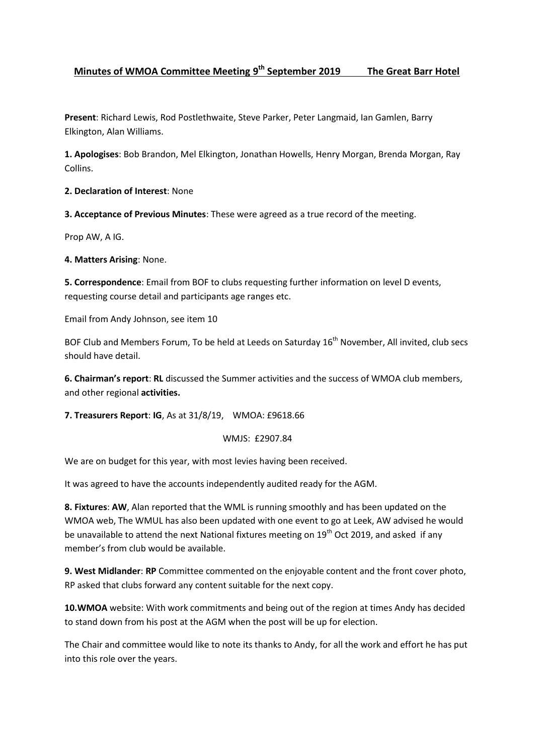## Minutes of WMOA Committee Meeting 9th September 2019 The Great Barr Hotel

**Present**: Richard Lewis, Rod Postlethwaite, Steve Parker, Peter Langmaid, Ian Gamlen, Barry Elkington, Alan Williams.

**1. Apologises**: Bob Brandon, Mel Elkington, Jonathan Howells, Henry Morgan, Brenda Morgan, Ray Collins.

**2. Declaration of Interest**: None

**3. Acceptance of Previous Minutes**: These were agreed as a true record of the meeting.

Prop AW, A IG.

**4. Matters Arising**: None.

**5. Correspondence**: Email from BOF to clubs requesting further information on level D events, requesting course detail and participants age ranges etc.

Email from Andy Johnson, see item 10

BOF Club and Members Forum, To be held at Leeds on Saturday 16th November, All invited, club secs should have detail.

**6. Chairman's report**: **RL** discussed the Summer activities and the success of WMOA club members, and other regional **activities.**

**7. Treasurers Report**: **IG**, As at 31/8/19, WMOA: £9618.66

WMJS: £2907.84

We are on budget for this year, with most levies having been received.

It was agreed to have the accounts independently audited ready for the AGM.

**8. Fixtures**: **AW**, Alan reported that the WML is running smoothly and has been updated on the WMOA web, The WMUL has also been updated with one event to go at Leek, AW advised he would be unavailable to attend the next National fixtures meeting on 19th Oct 2019, and asked if any member's from club would be available.

**9. West Midlander**: **RP** Committee commented on the enjoyable content and the front cover photo, RP asked that clubs forward any content suitable for the next copy.

**10.WMOA** website: With work commitments and being out of the region at times Andy has decided to stand down from his post at the AGM when the post will be up for election.

The Chair and committee would like to note its thanks to Andy, for all the work and effort he has put into this role over the years.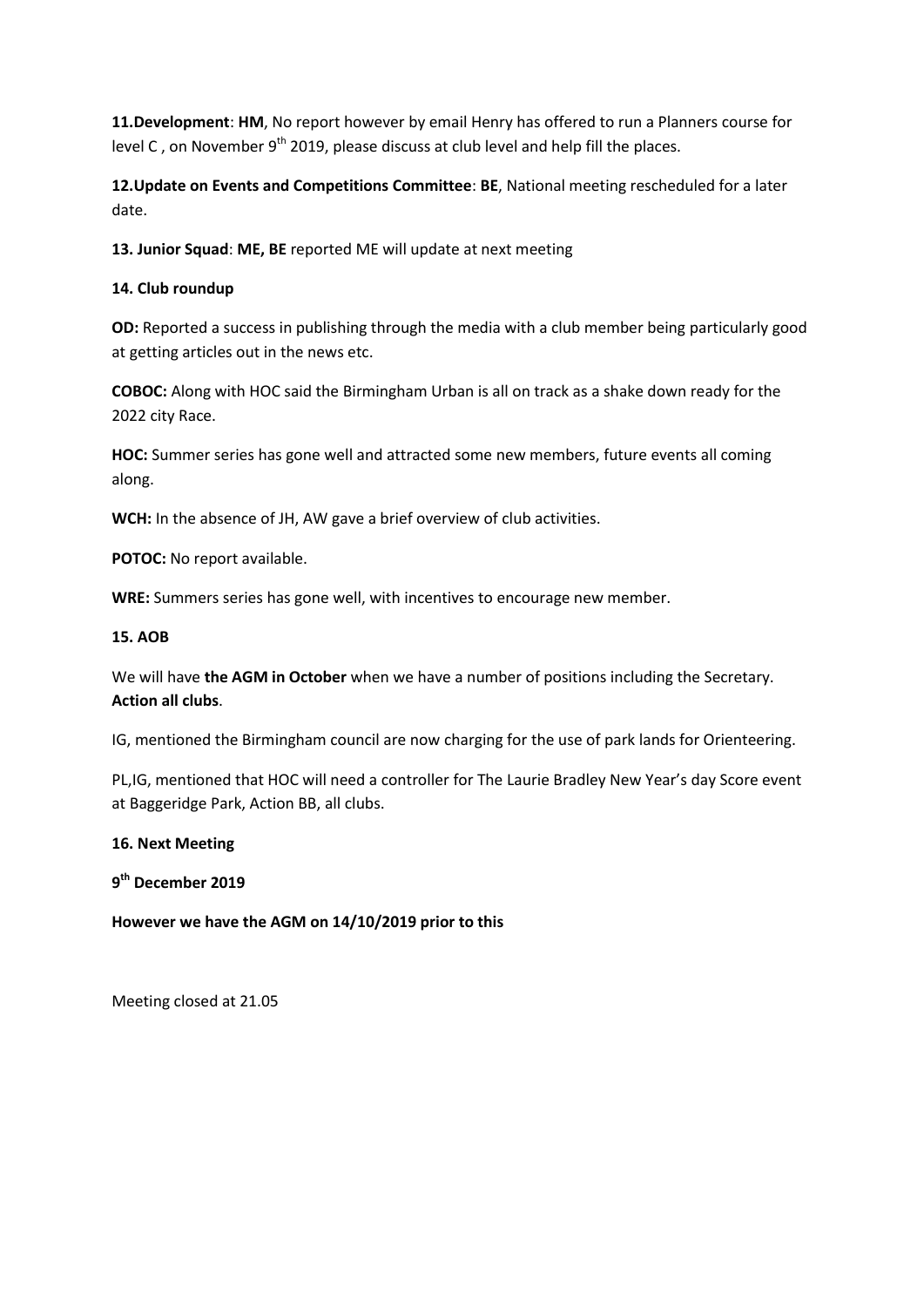**11.Development**: **HM**, No report however by email Henry has offered to run a Planners course for level C , on November 9th 2019, please discuss at club level and help fill the places.

**12.Update on Events and Competitions Committee**: **BE**, National meeting rescheduled for a later date.

**13. Junior Squad**: **ME, BE** reported ME will update at next meeting

**14. Club roundup**

**OD:** Reported a success in publishing through the media with a club member being particularly good at getting articles out in the news etc.

**COBOC:** Along with HOC said the Birmingham Urban is all on track as a shake down ready for the 2022 city Race.

**HOC:** Summer series has gone well and attracted some new members, future events all coming along.

**WCH:** In the absence of JH, AW gave a brief overview of club activities.

**POTOC:** No report available.

**WRE:** Summers series has gone well, with incentives to encourage new member.

**15. AOB**

We will have **the AGM in October** when we have a number of positions including the Secretary. **Action all clubs**.

IG, mentioned the Birmingham council are now charging for the use of park lands for Orienteering.

PL,IG, mentioned that HOC will need a controller for The Laurie Bradley New Year's day Score event at Baggeridge Park, Action BB, all clubs.

**16. Next Meeting**

**9th December 2019**

**However we have the AGM on 14/10/2019 prior to this**

Meeting closed at 21.05